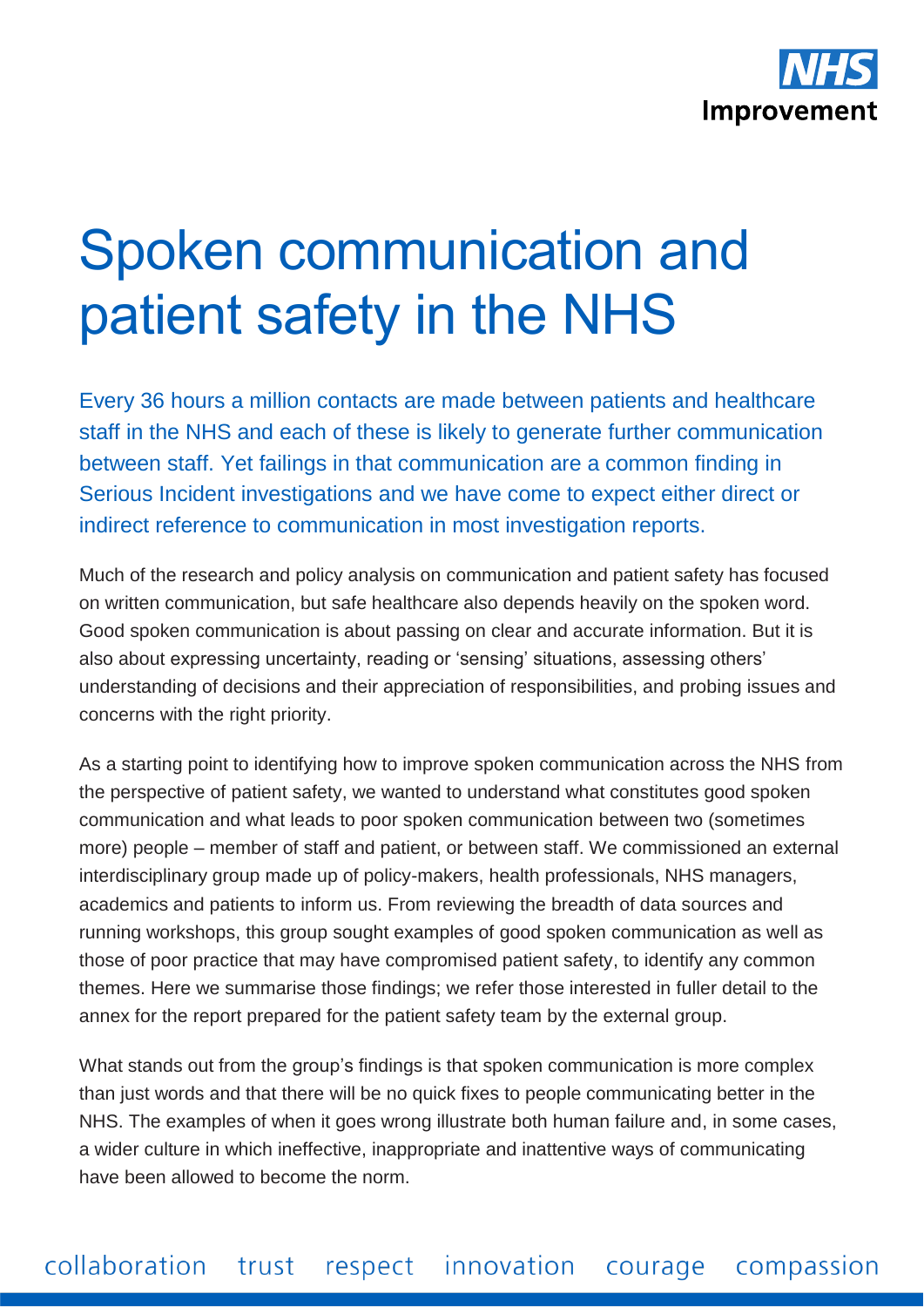# Spoken communication and patient safety in the NHS

Every 36 hours a million contacts are made between patients and healthcare staff in the NHS and each of these is likely to generate further communication between staff. Yet failings in that communication are a common finding in Serious Incident investigations and we have come to expect either direct or indirect reference to communication in most investigation reports.

Much of the research and policy analysis on communication and patient safety has focused on written communication, but safe healthcare also depends heavily on the spoken word. Good spoken communication is about passing on clear and accurate information. But it is also about expressing uncertainty, reading or 'sensing' situations, assessing others' understanding of decisions and their appreciation of responsibilities, and probing issues and concerns with the right priority.

As a starting point to identifying how to improve spoken communication across the NHS from the perspective of patient safety, we wanted to understand what constitutes good spoken communication and what leads to poor spoken communication between two (sometimes more) people – member of staff and patient, or between staff. We commissioned an external interdisciplinary group made up of policy-makers, health professionals, NHS managers, academics and patients to inform us. From reviewing the breadth of data sources and running workshops, this group sought examples of good spoken communication as well as those of poor practice that may have compromised patient safety, to identify any common themes. Here we summarise those findings; we refer those interested in fuller detail to the annex for the report prepared for the patient safety team by the external group.

What stands out from the group's findings is that spoken communication is more complex than just words and that there will be no quick fixes to people communicating better in the NHS. The examples of when it goes wrong illustrate both human failure and, in some cases, a wider culture in which ineffective, inappropriate and inattentive ways of communicating have been allowed to become the norm.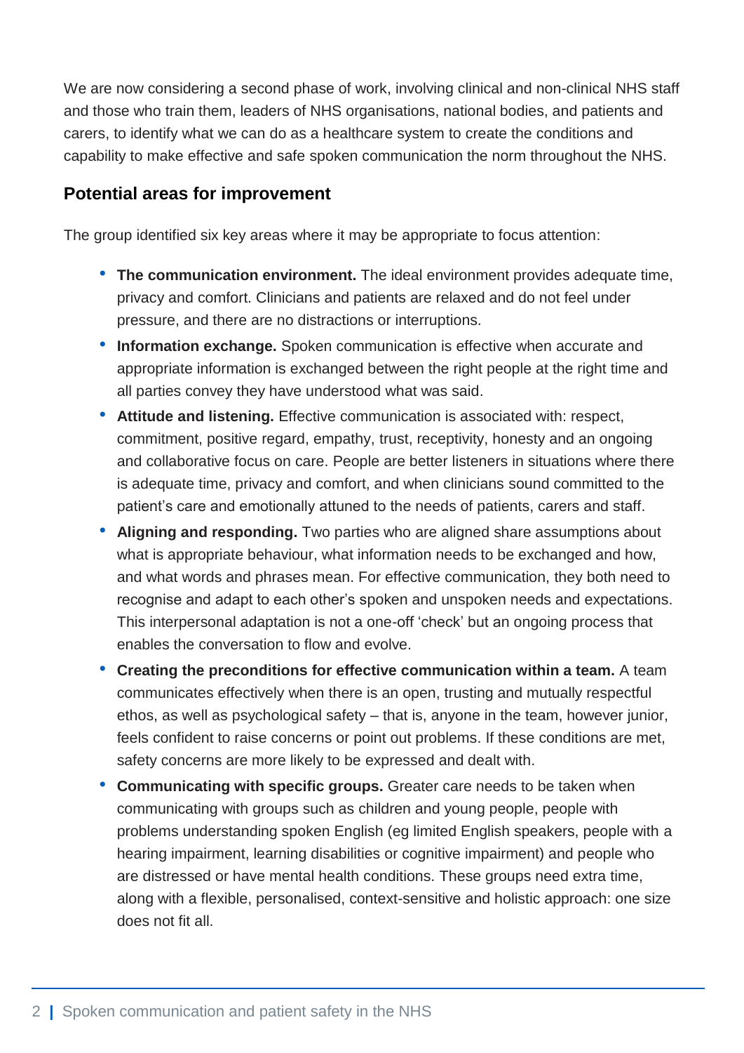We are now considering a second phase of work, involving clinical and non-clinical NHS staff and those who train them, leaders of NHS organisations, national bodies, and patients and carers, to identify what we can do as a healthcare system to create the conditions and capability to make effective and safe spoken communication the norm throughout the NHS.

## Potential areas for improvement

The group identified six key areas where it may be appropriate to focus attention:

- **The communication environment.** The ideal environment provides adequate time, privacy and comfort. Clinicians and patients are relaxed and do not feel under pressure, and there are no distractions or interruptions.
- **Information exchange.** Spoken communication is effective when accurate and appropriate information is exchanged between the right people at the right time and all parties convey they have understood what was said.
- **Attitude and listening.** Effective communication is associated with: respect, commitment, positive regard, empathy, trust, receptivity, honesty and an ongoing and collaborative focus on care. People are better listeners in situations where there is adequate time, privacy and comfort, and when clinicians sound committed to the patient's care and emotionally attuned to the needs of patients, carers and staff.
- **Aligning and responding.** Two parties who are aligned share assumptions about what is appropriate behaviour, what information needs to be exchanged and how, and what words and phrases mean. For effective communication, they both need to recognise and adapt to each other's spoken and unspoken needs and expectations. This interpersonal adaptation is not a one-off 'check' but an ongoing process that enables the conversation to flow and evolve.
- **Creating the preconditions for effective communication within a team.** A team communicates effectively when there is an open, trusting and mutually respectful ethos, as well as psychological safety – that is, anyone in the team, however junior, feels confident to raise concerns or point out problems. If these conditions are met, safety concerns are more likely to be expressed and dealt with.
- **Communicating with specific groups.** Greater care needs to be taken when communicating with groups such as children and young people, people with problems understanding spoken English (eg limited English speakers, people with a hearing impairment, learning disabilities or cognitive impairment) and people who are distressed or have mental health conditions. These groups need extra time, along with a flexible, personalised, context-sensitive and holistic approach: one size does not fit all.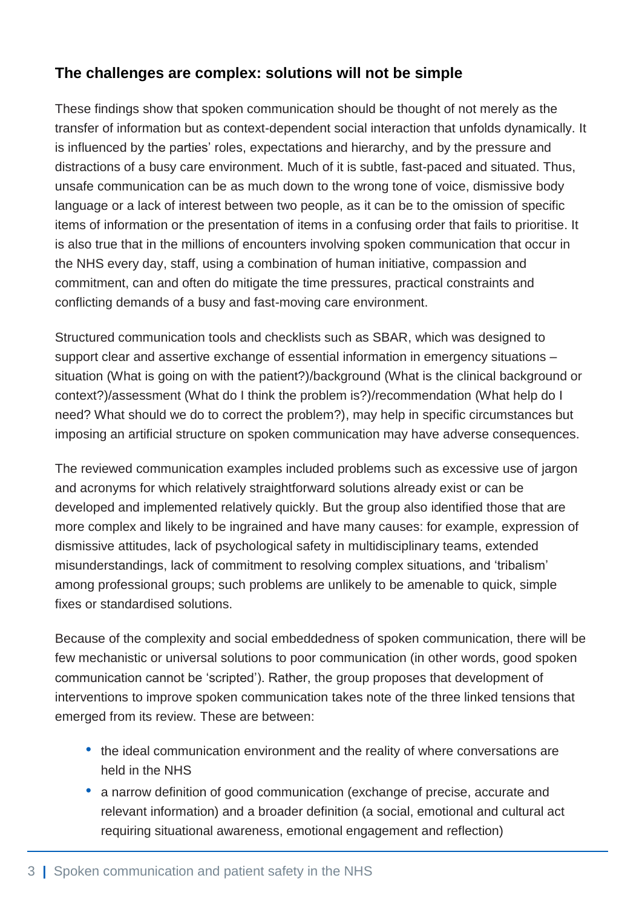## The challenges are complex: solutions will not be simple

These findings show that spoken communication should be thought of not merely as the transfer of information but as context-dependent social interaction that unfolds dynamically. It is influenced by the parties' roles, expectations and hierarchy, and by the pressure and distractions of a busy care environment. Much of it is subtle, fast-paced and situated. Thus, unsafe communication can be as much down to the wrong tone of voice, dismissive body language or a lack of interest between two people, as it can be to the omission of specific items of information or the presentation of items in a confusing order that fails to prioritise. It is also true that in the millions of encounters involving spoken communication that occur in the NHS every day, staff, using a combination of human initiative, compassion and commitment, can and often do mitigate the time pressures, practical constraints and conflicting demands of a busy and fast-moving care environment.

Structured communication tools and checklists such as SBAR, which was designed to support clear and assertive exchange of essential information in emergency situations – situation (What is going on with the patient?)/background (What is the clinical background or context?)/assessment (What do I think the problem is?)/recommendation (What help do I need? What should we do to correct the problem?), may help in specific circumstances but imposing an artificial structure on spoken communication may have adverse consequences.

The reviewed communication examples included problems such as excessive use of jargon and acronyms for which relatively straightforward solutions already exist or can be developed and implemented relatively quickly. But the group also identified those that are more complex and likely to be ingrained and have many causes: for example, expression of dismissive attitudes, lack of psychological safety in multidisciplinary teams, extended misunderstandings, lack of commitment to resolving complex situations, and 'tribalism' among professional groups; such problems are unlikely to be amenable to quick, simple fixes or standardised solutions.

Because of the complexity and social embeddedness of spoken communication, there will be few mechanistic or universal solutions to poor communication (in other words, good spoken communication cannot be 'scripted'). Rather, the group proposes that development of interventions to improve spoken communication takes note of the three linked tensions that emerged from its review. These are between:

- the ideal communication environment and the reality of where conversations are held in the NHS
- a narrow definition of good communication (exchange of precise, accurate and relevant information) and a broader definition (a social, emotional and cultural act requiring situational awareness, emotional engagement and reflection)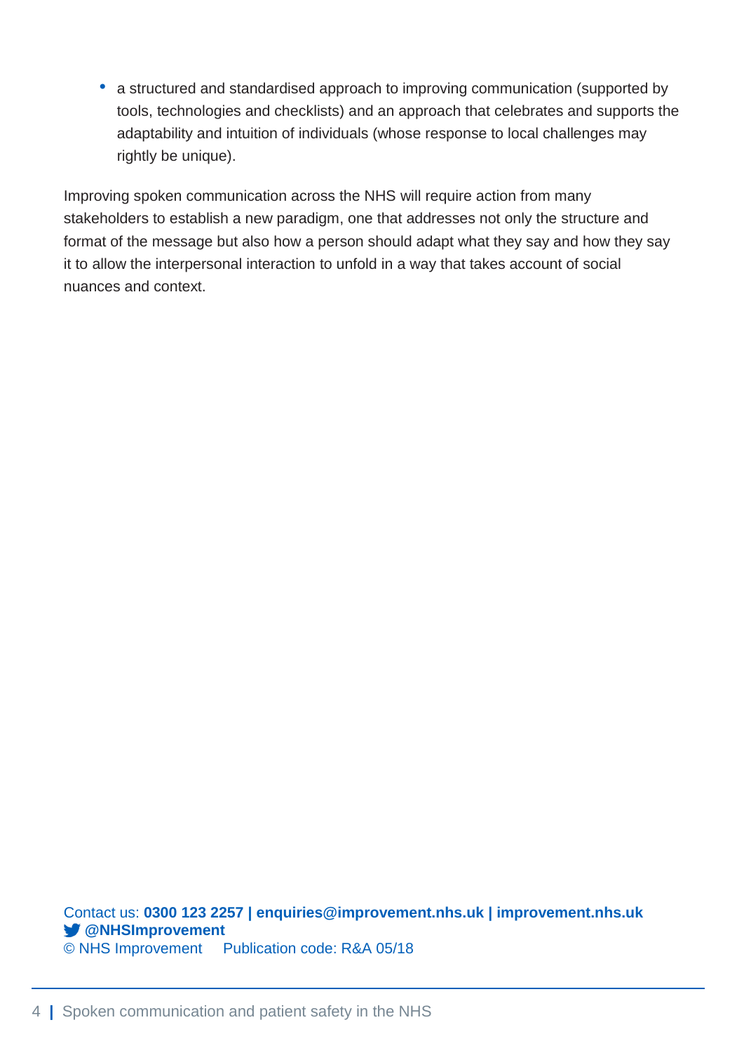- a structured and standardised approach to improving communication (supported by tools, technologies and checklists) and an approach that celebrates and supports the adaptability and intuition of individuals (whose response to local challenges may rightly be unique).

Improving spoken communication across the NHS will require action from many stakeholders to establish a new paradigm, one that addresses not only the structure and format of the message but also how a person should adapt what they say and how they say it to allow the interpersonal interaction to unfold in a way that takes account of social nuances and context.

Contact us: **0300 123 2257 | enquiries@improvement.nhs.uk | improvement.nhs.uk**
**@NHSImprovement**
© NHS Improvement Publication code: R&A 05/18